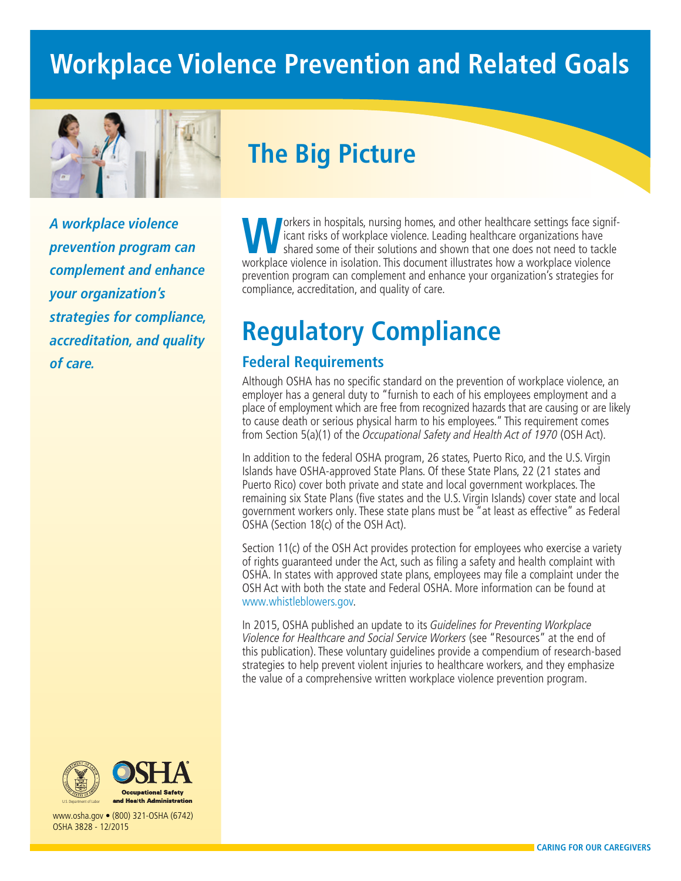# Workplace Violence Prevention and Related Goals

## The Big Picture

***A workplace violence prevention program can complement and enhance your organization's strategies for compliance, accreditation, and quality of care.***

Workers in hospitals, nursing homes, and other healthcare settings face significant risks of workplace violence. Leading healthcare organizations have shared some of their solutions and shown that one does not need to tackle workplace violence in isolation. This document illustrates how a workplace violence prevention program can complement and enhance your organization's strategies for compliance, accreditation, and quality of care.

# Regulatory Compliance

### Federal Requirements

Although OSHA has no specific standard on the prevention of workplace violence, an employer has a general duty to "furnish to each of his employees employment and a place of employment which are free from recognized hazards that are causing or are likely to cause death or serious physical harm to his employees." This requirement comes from Section 5(a)(1) of the *Occupational Safety and Health Act of 1970* (OSH Act).

In addition to the federal OSHA program, 26 states, Puerto Rico, and the U.S. Virgin Islands have OSHA-approved State Plans. Of these State Plans, 22 (21 states and Puerto Rico) cover both private and state and local government workplaces. The remaining six State Plans (five states and the U.S. Virgin Islands) cover state and local government workers only. These state plans must be "at least as effective" as Federal OSHA (Section 18(c) of the OSH Act).

Section 11(c) of the OSH Act provides protection for employees who exercise a variety of rights guaranteed under the Act, such as filing a safety and health complaint with OSHA. In states with approved state plans, employees may file a complaint under the OSH Act with both the state and Federal OSHA. More information can be found at www.whistleblowers.gov.

In 2015, OSHA published an update to its *Guidelines for Preventing Workplace Violence for Healthcare and Social Service Workers* (see "Resources" at the end of this publication). These voluntary guidelines provide a compendium of research-based strategies to help prevent violent injuries to healthcare workers, and they emphasize the value of a comprehensive written workplace violence prevention program.

U.S. Department of Labor
OSHA Occupational Safety and Health Administration

www.osha.gov • (800) 321-OSHA (6742)
OSHA 3828 - 12/2015

CARING FOR OUR CAREGIVERS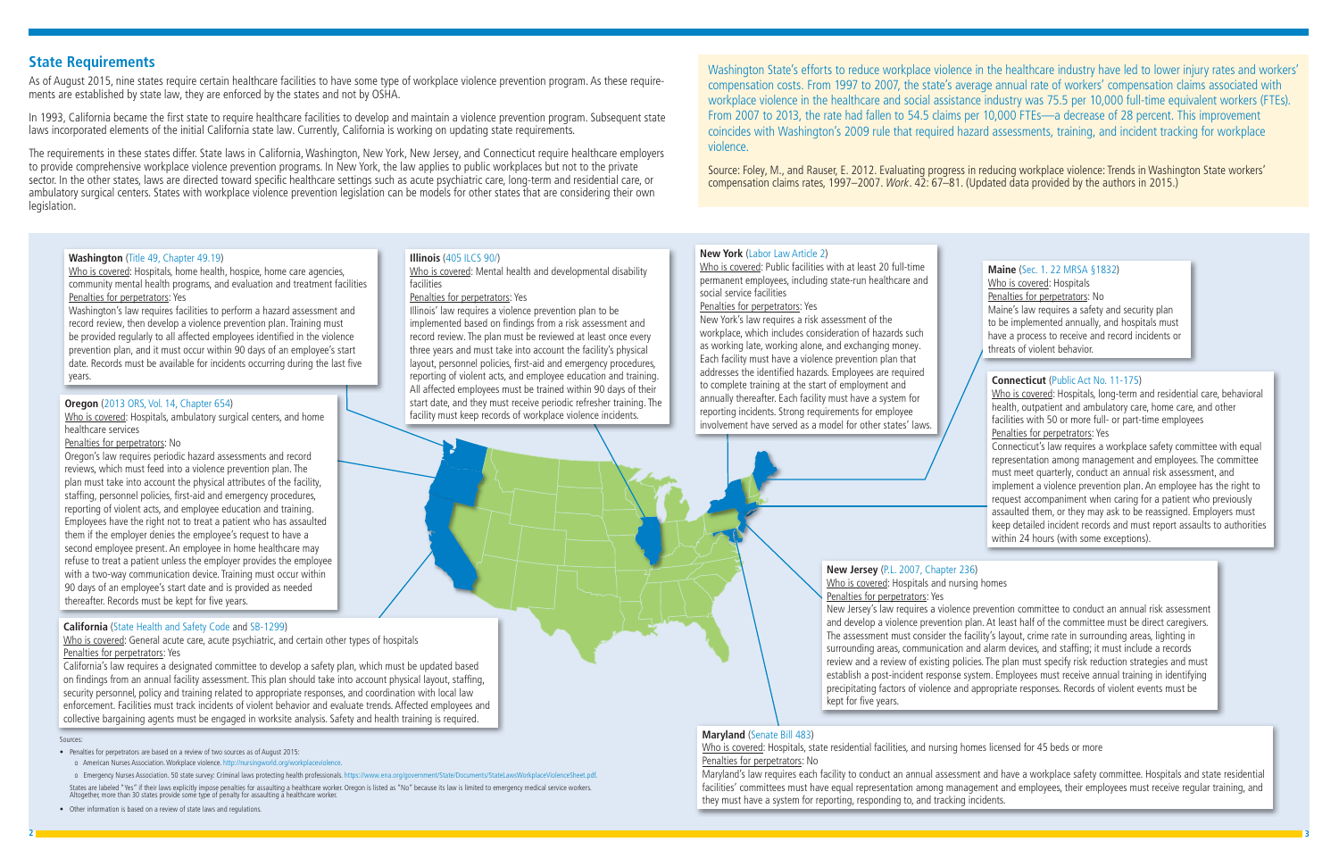## State Requirements

As of August 2015, nine states require certain healthcare facilities to have some type of workplace violence prevention program. As these requirements are established by state law, they are enforced by the states and not by OSHA.

In 1993, California became the first state to require healthcare facilities to develop and maintain a violence prevention program. Subsequent state laws incorporated elements of the initial California state law. Currently, California is working on updating state requirements.

The requirements in these states differ. State laws in California, Washington, New York, New Jersey, and Connecticut require healthcare employers to provide comprehensive workplace violence prevention programs. In New York, the law applies to public workplaces but not to the private sector. In the other states, laws are directed toward specific healthcare settings such as acute psychiatric care, long-term and residential care, or ambulatory surgical centers. States with workplace violence prevention legislation can be models for other states that are considering their own legislation.

Washington State's efforts to reduce workplace violence in the healthcare industry have led to lower injury rates and workers' compensation costs. From 1997 to 2007, the state's average annual rate of workers' compensation claims associated with workplace violence in the healthcare and social assistance industry was 75.5 per 10,000 full-time equivalent workers (FTEs). From 2007 to 2013, the rate had fallen to 54.5 claims per 10,000 FTEs—a decrease of 28 percent. This improvement coincides with Washington's 2009 rule that required hazard assessments, training, and incident tracking for workplace violence.

Source: Foley, M., and Rauser, E. 2012. Evaluating progress in reducing workplace violence: Trends in Washington State workers' compensation claims rates, 1997–2007. *Work*. 42: 67–81. (Updated data provided by the authors in 2015.)

**Washington** (Title 49, Chapter 49.19)
Who is covered: Hospitals, home health, hospice, home care agencies, community mental health programs, and evaluation and treatment facilities
Penalties for perpetrators: Yes
Washington's law requires facilities to perform a hazard assessment and record review, then develop a violence prevention plan. Training must be provided regularly to all affected employees identified in the violence prevention plan, and it must occur within 90 days of an employee's start date. Records must be available for incidents occurring during the last five years.

**Oregon** (2013 ORS, Vol. 14, Chapter 654)
Who is covered: Hospitals, ambulatory surgical centers, and home healthcare services
Penalties for perpetrators: No
Oregon's law requires periodic hazard assessments and record reviews, which must feed into a violence prevention plan. The plan must take into account the physical attributes of the facility, staffing, personnel policies, first-aid and emergency procedures, reporting of violent acts, and employee education and training. Employees have the right not to treat a patient who has assaulted them if the employer denies the employee's request to have a second employee present. An employee in home healthcare may refuse to treat a patient unless the employer provides the employee with a two-way communication device. Training must occur within 90 days of an employee's start date and is provided as needed thereafter. Records must be kept for five years.

**California** (State Health and Safety Code and SB-1299)
Who is covered: General acute care, acute psychiatric, and certain other types of hospitals
Penalties for perpetrators: Yes
California's law requires a designated committee to develop a safety plan, which must be updated based on findings from an annual facility assessment. This plan should take into account physical layout, staffing, security personnel, policy and training related to appropriate responses, and coordination with local law enforcement. Facilities must track incidents of violent behavior and evaluate trends. Affected employees and collective bargaining agents must be engaged in worksite analysis. Safety and health training is required.

**Illinois** (405 ILCS 90/)
Who is covered: Mental health and developmental disability facilities
Penalties for perpetrators: Yes
Illinois' law requires a violence prevention plan to be implemented based on findings from a risk assessment and record review. The plan must be reviewed at least once every three years and must take into account the facility's physical layout, personnel policies, first-aid and emergency procedures, reporting of violent acts, and employee education and training. All affected employees must be trained within 90 days of their start date, and they must receive periodic refresher training. The facility must keep records of workplace violence incidents.

**New York** (Labor Law Article 2)
Who is covered: Public facilities with at least 20 full-time permanent employees, including state-run healthcare and social service facilities
Penalties for perpetrators: Yes
New York's law requires a risk assessment of the workplace, which includes consideration of hazards such as working late, working alone, and exchanging money. Each facility must have a violence prevention plan that addresses the identified hazards. Employees are required to complete training at the start of employment and annually thereafter. Each facility must have a system for reporting incidents. Strong requirements for employee involvement have served as a model for other states' laws.

**Maine** (Sec. 1. 22 MRSA §1832)
Who is covered: Hospitals
Penalties for perpetrators: No
Maine's law requires a safety and security plan to be implemented annually, and hospitals must have a process to receive and record incidents or threats of violent behavior.

**Connecticut** (Public Act No. 11-175)
Who is covered: Hospitals, long-term and residential care, behavioral health, outpatient and ambulatory care, home care, and other facilities with 50 or more full- or part-time employees
Penalties for perpetrators: Yes
Connecticut's law requires a workplace safety committee with equal representation among management and employees. The committee must meet quarterly, conduct an annual risk assessment, and implement a violence prevention plan. An employee has the right to request accompaniment when caring for a patient who previously assaulted them, or they may ask to be reassigned. Employers must keep detailed incident records and must report assaults to authorities within 24 hours (with some exceptions).

**New Jersey** (P.L. 2007, Chapter 236)
Who is covered: Hospitals and nursing homes
Penalties for perpetrators: Yes
New Jersey's law requires a violence prevention committee to conduct an annual risk assessment and develop a violence prevention plan. At least half of the committee must be direct caregivers. The assessment must consider the facility's layout, crime rate in surrounding areas, lighting in surrounding areas, communication and alarm devices, and staffing; it must include a records review and a review of existing policies. The plan must specify risk reduction strategies and must establish a post-incident response system. Employees must receive annual training in identifying precipitating factors of violence and appropriate responses. Records of violent events must be kept for five years.

**Maryland** (Senate Bill 483)
Who is covered: Hospitals, state residential facilities, and nursing homes licensed for 45 beds or more
Penalties for perpetrators: No
Maryland's law requires each facility to conduct an annual assessment and have a workplace safety committee. Hospitals and state residential facilities' committees must have equal representation among management and employees, their employees must receive regular training, and they must have a system for reporting, responding to, and tracking incidents.

Sources:

- Penalties for perpetrators are based on a review of two sources as of August 2015:
  - o American Nurses Association. Workplace violence. http://nursingworld.org/workplaceviolence.
  - o Emergency Nurses Association. 50 state survey: Criminal laws protecting health professionals. https://www.ena.org/government/State/Documents/StateLawsWorkplaceViolenceSheet.pdf.

  States are labeled "Yes" if their laws explicitly impose penalties for assaulting a healthcare worker. Oregon is listed as "No" because its law is limited to emergency medical service workers. Altogether, more than 30 states provide some type of penalty for assaulting a healthcare worker.
- Other information is based on a review of state laws and regulations.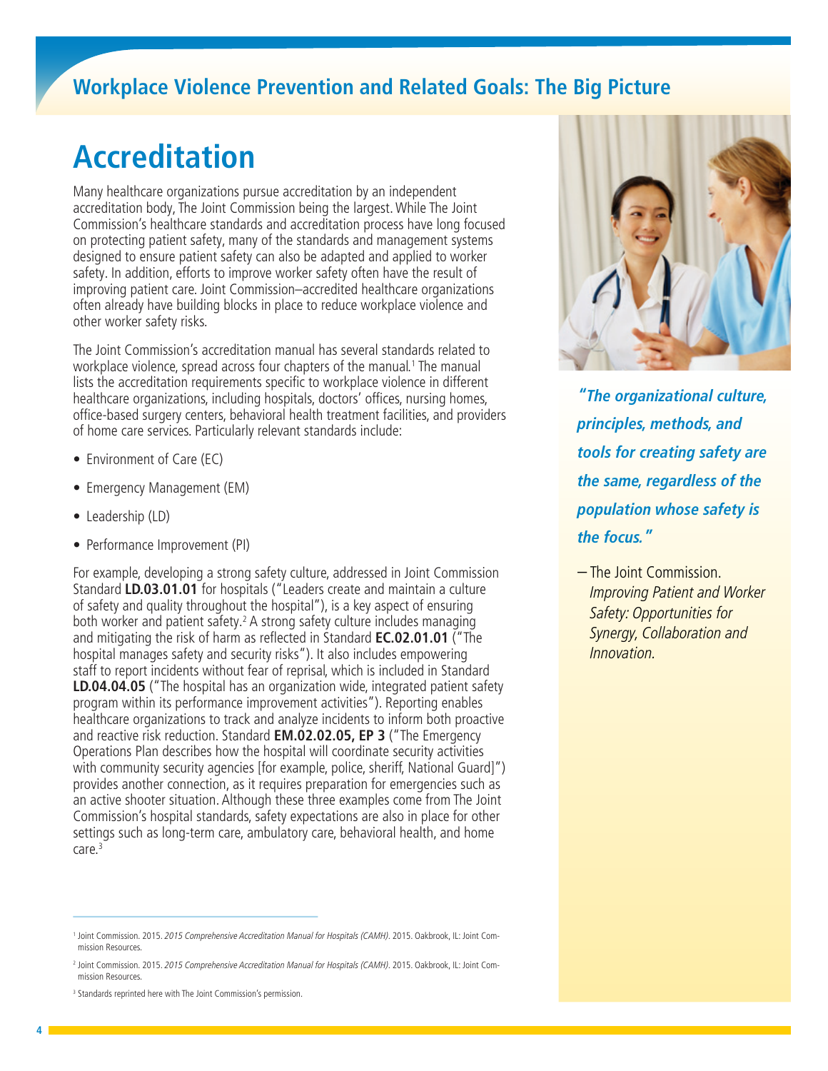# Accreditation

Many healthcare organizations pursue accreditation by an independent accreditation body, The Joint Commission being the largest. While The Joint Commission's healthcare standards and accreditation process have long focused on protecting patient safety, many of the standards and management systems designed to ensure patient safety can also be adapted and applied to worker safety. In addition, efforts to improve worker safety often have the result of improving patient care. Joint Commission–accredited healthcare organizations often already have building blocks in place to reduce workplace violence and other worker safety risks.

The Joint Commission's accreditation manual has several standards related to workplace violence, spread across four chapters of the manual.[1] The manual lists the accreditation requirements specific to workplace violence in different healthcare organizations, including hospitals, doctors' offices, nursing homes, office-based surgery centers, behavioral health treatment facilities, and providers of home care services. Particularly relevant standards include:

- Environment of Care (EC)
- Emergency Management (EM)
- Leadership (LD)
- Performance Improvement (PI)

For example, developing a strong safety culture, addressed in Joint Commission Standard **LD.03.01.01** for hospitals ("Leaders create and maintain a culture of safety and quality throughout the hospital"), is a key aspect of ensuring both worker and patient safety.[2] A strong safety culture includes managing and mitigating the risk of harm as reflected in Standard **EC.02.01.01** ("The hospital manages safety and security risks"). It also includes empowering staff to report incidents without fear of reprisal, which is included in Standard **LD.04.04.05** ("The hospital has an organization wide, integrated patient safety program within its performance improvement activities"). Reporting enables healthcare organizations to track and analyze incidents to inform both proactive and reactive risk reduction. Standard **EM.02.02.05, EP 3** ("The Emergency Operations Plan describes how the hospital will coordinate security activities with community security agencies [for example, police, sheriff, National Guard]") provides another connection, as it requires preparation for emergencies such as an active shooter situation. Although these three examples come from The Joint Commission's hospital standards, safety expectations are also in place for other settings such as long-term care, ambulatory care, behavioral health, and home care.[3]

***"The organizational culture, principles, methods, and tools for creating safety are the same, regardless of the population whose safety is the focus."***

– The Joint Commission. *Improving Patient and Worker Safety: Opportunities for Synergy, Collaboration and Innovation.*

[1] Joint Commission. 2015. *2015 Comprehensive Accreditation Manual for Hospitals (CAMH)*. 2015. Oakbrook, IL: Joint Commission Resources.

[2] Joint Commission. 2015. *2015 Comprehensive Accreditation Manual for Hospitals (CAMH)*. 2015. Oakbrook, IL: Joint Commission Resources.

[3] Standards reprinted here with The Joint Commission's permission.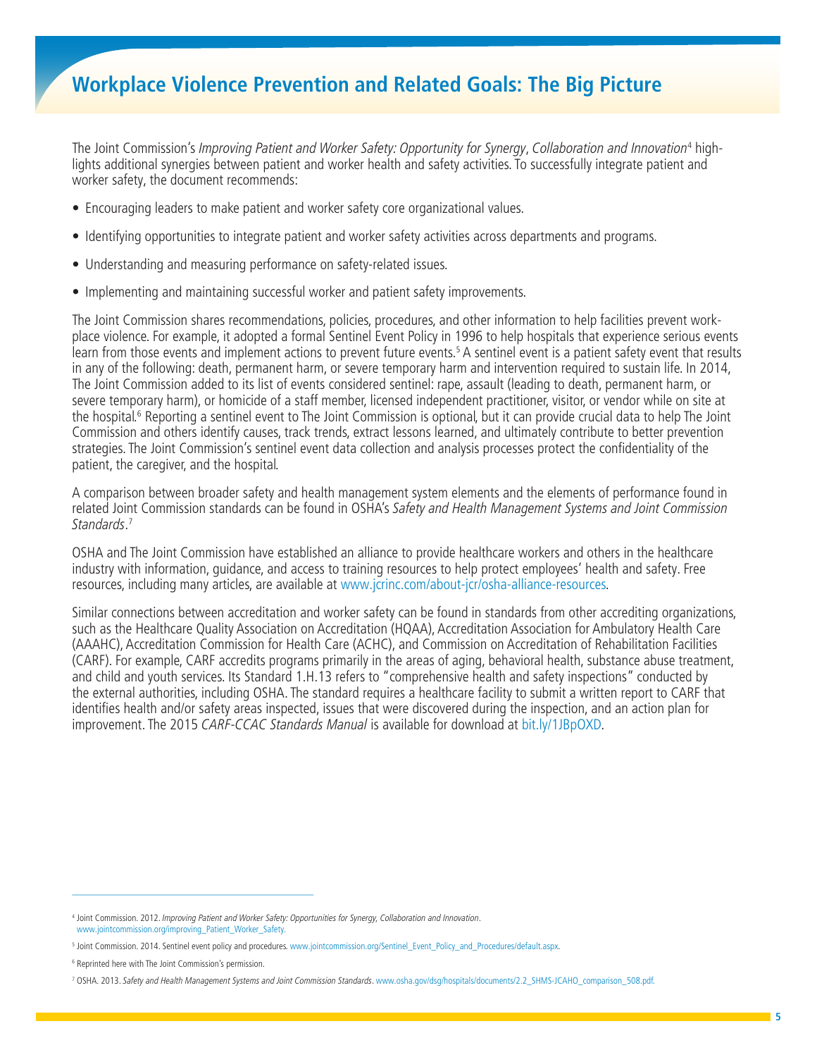## Workplace Violence Prevention and Related Goals: The Big Picture

The Joint Commission's *Improving Patient and Worker Safety: Opportunity for Synergy*, *Collaboration and Innovation*[4] highlights additional synergies between patient and worker health and safety activities. To successfully integrate patient and worker safety, the document recommends:

- Encouraging leaders to make patient and worker safety core organizational values.
- Identifying opportunities to integrate patient and worker safety activities across departments and programs.
- Understanding and measuring performance on safety-related issues.
- Implementing and maintaining successful worker and patient safety improvements.

The Joint Commission shares recommendations, policies, procedures, and other information to help facilities prevent workplace violence. For example, it adopted a formal Sentinel Event Policy in 1996 to help hospitals that experience serious events learn from those events and implement actions to prevent future events.[5] A sentinel event is a patient safety event that results in any of the following: death, permanent harm, or severe temporary harm and intervention required to sustain life. In 2014, The Joint Commission added to its list of events considered sentinel: rape, assault (leading to death, permanent harm, or severe temporary harm), or homicide of a staff member, licensed independent practitioner, visitor, or vendor while on site at the hospital.[6] Reporting a sentinel event to The Joint Commission is optional, but it can provide crucial data to help The Joint Commission and others identify causes, track trends, extract lessons learned, and ultimately contribute to better prevention strategies. The Joint Commission's sentinel event data collection and analysis processes protect the confidentiality of the patient, the caregiver, and the hospital.

A comparison between broader safety and health management system elements and the elements of performance found in related Joint Commission standards can be found in OSHA's *Safety and Health Management Systems and Joint Commission Standards*.[7]

OSHA and The Joint Commission have established an alliance to provide healthcare workers and others in the healthcare industry with information, guidance, and access to training resources to help protect employees' health and safety. Free resources, including many articles, are available at www.jcrinc.com/about-jcr/osha-alliance-resources.

Similar connections between accreditation and worker safety can be found in standards from other accrediting organizations, such as the Healthcare Quality Association on Accreditation (HQAA), Accreditation Association for Ambulatory Health Care (AAAHC), Accreditation Commission for Health Care (ACHC), and Commission on Accreditation of Rehabilitation Facilities (CARF). For example, CARF accredits programs primarily in the areas of aging, behavioral health, substance abuse treatment, and child and youth services. Its Standard 1.H.13 refers to "comprehensive health and safety inspections" conducted by the external authorities, including OSHA. The standard requires a healthcare facility to submit a written report to CARF that identifies health and/or safety areas inspected, issues that were discovered during the inspection, and an action plan for improvement. The 2015 *CARF-CCAC Standards Manual* is available for download at bit.ly/1JBpOXD.

---

[4] Joint Commission. 2012. *Improving Patient and Worker Safety: Opportunities for Synergy, Collaboration and Innovation*. www.jointcommission.org/improving_Patient_Worker_Safety.

[5] Joint Commission. 2014. Sentinel event policy and procedures. www.jointcommission.org/Sentinel_Event_Policy_and_Procedures/default.aspx.

[6] Reprinted here with The Joint Commission's permission.

[7] OSHA. 2013. *Safety and Health Management Systems and Joint Commission Standards*. www.osha.gov/dsg/hospitals/documents/2.2_SHMS-JCAHO_comparison_508.pdf.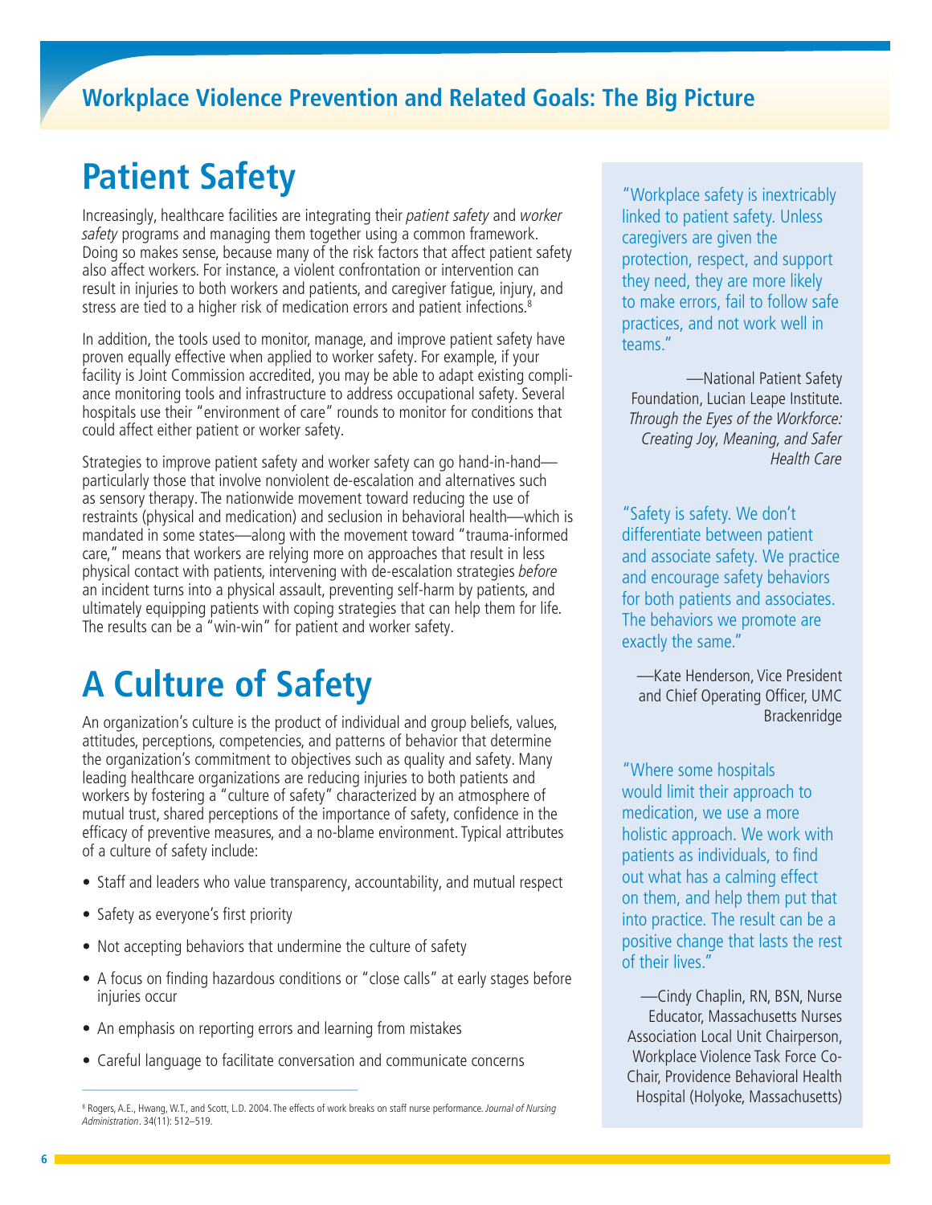## Workplace Violence Prevention and Related Goals: The Big Picture

# Patient Safety

Increasingly, healthcare facilities are integrating their *patient safety* and *worker safety* programs and managing them together using a common framework. Doing so makes sense, because many of the risk factors that affect patient safety also affect workers. For instance, a violent confrontation or intervention can result in injuries to both workers and patients, and caregiver fatigue, injury, and stress are tied to a higher risk of medication errors and patient infections.[8]

In addition, the tools used to monitor, manage, and improve patient safety have proven equally effective when applied to worker safety. For example, if your facility is Joint Commission accredited, you may be able to adapt existing compliance monitoring tools and infrastructure to address occupational safety. Several hospitals use their "environment of care" rounds to monitor for conditions that could affect either patient or worker safety.

Strategies to improve patient safety and worker safety can go hand-in-hand—particularly those that involve nonviolent de-escalation and alternatives such as sensory therapy. The nationwide movement toward reducing the use of restraints (physical and medication) and seclusion in behavioral health—which is mandated in some states—along with the movement toward "trauma-informed care," means that workers are relying more on approaches that result in less physical contact with patients, intervening with de-escalation strategies *before* an incident turns into a physical assault, preventing self-harm by patients, and ultimately equipping patients with coping strategies that can help them for life. The results can be a "win-win" for patient and worker safety.

# A Culture of Safety

An organization's culture is the product of individual and group beliefs, values, attitudes, perceptions, competencies, and patterns of behavior that determine the organization's commitment to objectives such as quality and safety. Many leading healthcare organizations are reducing injuries to both patients and workers by fostering a "culture of safety" characterized by an atmosphere of mutual trust, shared perceptions of the importance of safety, confidence in the efficacy of preventive measures, and a no-blame environment. Typical attributes of a culture of safety include:

- Staff and leaders who value transparency, accountability, and mutual respect
- Safety as everyone's first priority
- Not accepting behaviors that undermine the culture of safety
- A focus on finding hazardous conditions or "close calls" at early stages before injuries occur
- An emphasis on reporting errors and learning from mistakes
- Careful language to facilitate conversation and communicate concerns

[8] Rogers, A.E., Hwang, W.T., and Scott, L.D. 2004. The effects of work breaks on staff nurse performance. *Journal of Nursing Administration*. 34(11): 512–519.

"Workplace safety is inextricably linked to patient safety. Unless caregivers are given the protection, respect, and support they need, they are more likely to make errors, fail to follow safe practices, and not work well in teams."

—National Patient Safety Foundation, Lucian Leape Institute. *Through the Eyes of the Workforce: Creating Joy, Meaning, and Safer Health Care*

"Safety is safety. We don't differentiate between patient and associate safety. We practice and encourage safety behaviors for both patients and associates. The behaviors we promote are exactly the same."

—Kate Henderson, Vice President and Chief Operating Officer, UMC Brackenridge

"Where some hospitals would limit their approach to medication, we use a more holistic approach. We work with patients as individuals, to find out what has a calming effect on them, and help them put that into practice. The result can be a positive change that lasts the rest of their lives."

—Cindy Chaplin, RN, BSN, Nurse Educator, Massachusetts Nurses Association Local Unit Chairperson, Workplace Violence Task Force Co-Chair, Providence Behavioral Health Hospital (Holyoke, Massachusetts)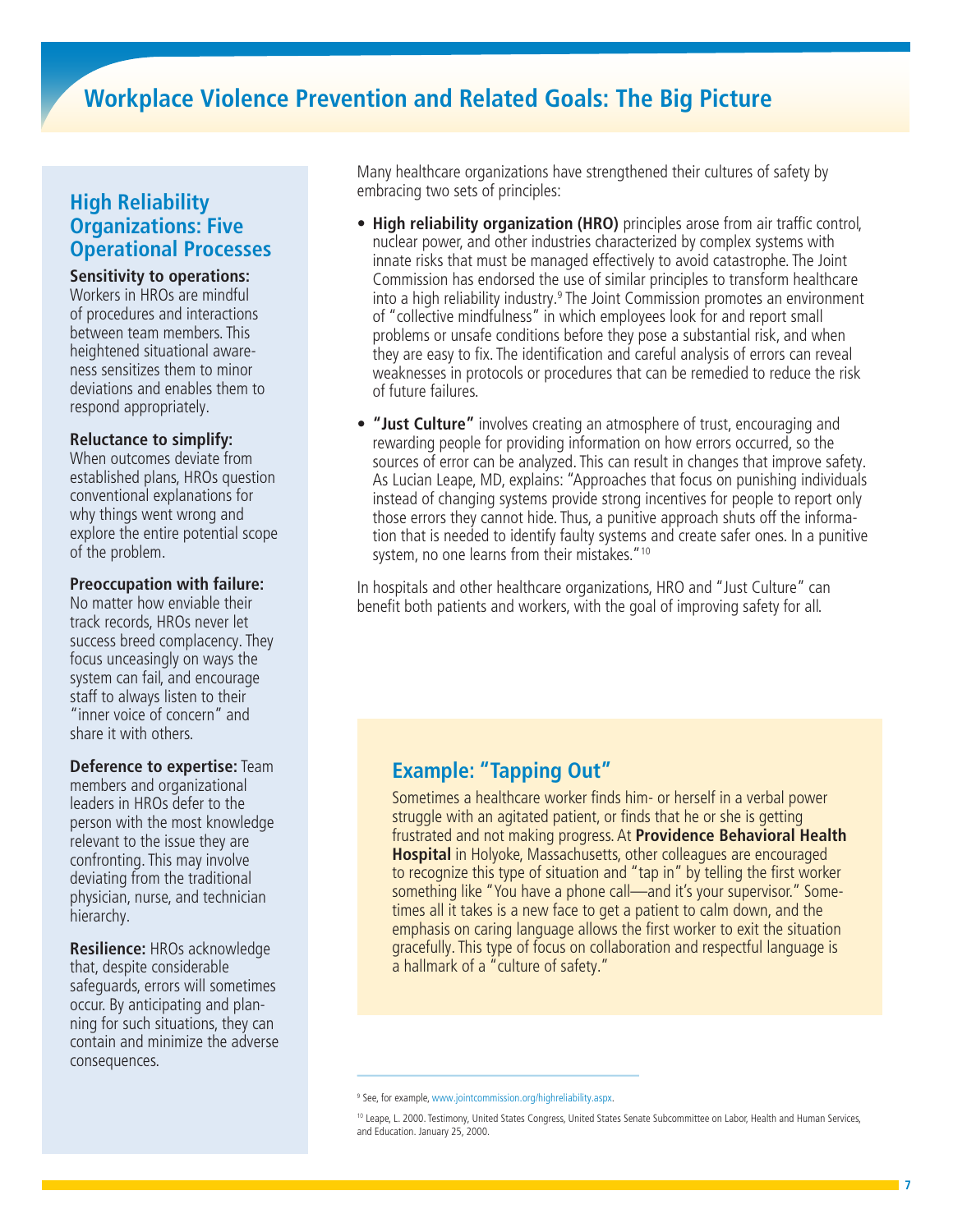## Workplace Violence Prevention and Related Goals: The Big Picture

### High Reliability Organizations: Five Operational Processes

**Sensitivity to operations:** Workers in HROs are mindful of procedures and interactions between team members. This heightened situational awareness sensitizes them to minor deviations and enables them to respond appropriately.

**Reluctance to simplify:** When outcomes deviate from established plans, HROs question conventional explanations for why things went wrong and explore the entire potential scope of the problem.

**Preoccupation with failure:** No matter how enviable their track records, HROs never let success breed complacency. They focus unceasingly on ways the system can fail, and encourage staff to always listen to their "inner voice of concern" and share it with others.

**Deference to expertise:** Team members and organizational leaders in HROs defer to the person with the most knowledge relevant to the issue they are confronting. This may involve deviating from the traditional physician, nurse, and technician hierarchy.

**Resilience:** HROs acknowledge that, despite considerable safeguards, errors will sometimes occur. By anticipating and planning for such situations, they can contain and minimize the adverse consequences.

Many healthcare organizations have strengthened their cultures of safety by embracing two sets of principles:

- **High reliability organization (HRO)** principles arose from air traffic control, nuclear power, and other industries characterized by complex systems with innate risks that must be managed effectively to avoid catastrophe. The Joint Commission has endorsed the use of similar principles to transform healthcare into a high reliability industry.[9] The Joint Commission promotes an environment of "collective mindfulness" in which employees look for and report small problems or unsafe conditions before they pose a substantial risk, and when they are easy to fix. The identification and careful analysis of errors can reveal weaknesses in protocols or procedures that can be remedied to reduce the risk of future failures.
- **"Just Culture"** involves creating an atmosphere of trust, encouraging and rewarding people for providing information on how errors occurred, so the sources of error can be analyzed. This can result in changes that improve safety. As Lucian Leape, MD, explains: "Approaches that focus on punishing individuals instead of changing systems provide strong incentives for people to report only those errors they cannot hide. Thus, a punitive approach shuts off the information that is needed to identify faulty systems and create safer ones. In a punitive system, no one learns from their mistakes."[10]

In hospitals and other healthcare organizations, HRO and "Just Culture" can benefit both patients and workers, with the goal of improving safety for all.

### Example: "Tapping Out"

Sometimes a healthcare worker finds him- or herself in a verbal power struggle with an agitated patient, or finds that he or she is getting frustrated and not making progress. At **Providence Behavioral Health Hospital** in Holyoke, Massachusetts, other colleagues are encouraged to recognize this type of situation and "tap in" by telling the first worker something like "You have a phone call—and it's your supervisor." Sometimes all it takes is a new face to get a patient to calm down, and the emphasis on caring language allows the first worker to exit the situation gracefully. This type of focus on collaboration and respectful language is a hallmark of a "culture of safety."

---

[9] See, for example, www.jointcommission.org/highreliability.aspx.

[10] Leape, L. 2000. Testimony, United States Congress, United States Senate Subcommittee on Labor, Health and Human Services, and Education. January 25, 2000.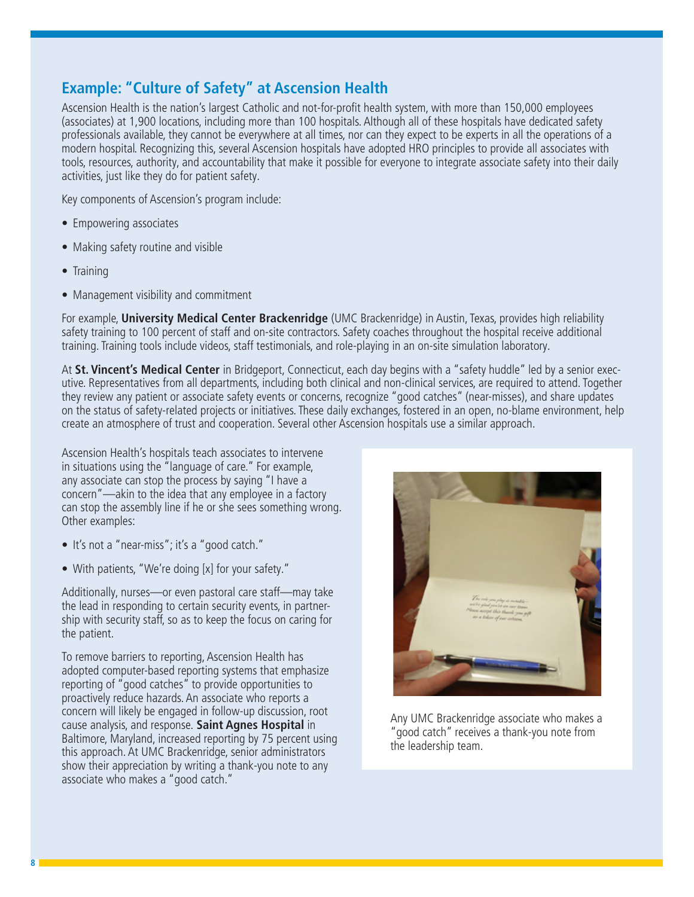## Example: "Culture of Safety" at Ascension Health

Ascension Health is the nation's largest Catholic and not-for-profit health system, with more than 150,000 employees (associates) at 1,900 locations, including more than 100 hospitals. Although all of these hospitals have dedicated safety professionals available, they cannot be everywhere at all times, nor can they expect to be experts in all the operations of a modern hospital. Recognizing this, several Ascension hospitals have adopted HRO principles to provide all associates with tools, resources, authority, and accountability that make it possible for everyone to integrate associate safety into their daily activities, just like they do for patient safety.

Key components of Ascension's program include:

- Empowering associates
- Making safety routine and visible
- Training
- Management visibility and commitment

For example, **University Medical Center Brackenridge** (UMC Brackenridge) in Austin, Texas, provides high reliability safety training to 100 percent of staff and on-site contractors. Safety coaches throughout the hospital receive additional training. Training tools include videos, staff testimonials, and role-playing in an on-site simulation laboratory.

At **St. Vincent's Medical Center** in Bridgeport, Connecticut, each day begins with a "safety huddle" led by a senior executive. Representatives from all departments, including both clinical and non-clinical services, are required to attend. Together they review any patient or associate safety events or concerns, recognize "good catches" (near-misses), and share updates on the status of safety-related projects or initiatives. These daily exchanges, fostered in an open, no-blame environment, help create an atmosphere of trust and cooperation. Several other Ascension hospitals use a similar approach.

Ascension Health's hospitals teach associates to intervene in situations using the "language of care." For example, any associate can stop the process by saying "I have a concern"—akin to the idea that any employee in a factory can stop the assembly line if he or she sees something wrong. Other examples:

- It's not a "near-miss"; it's a "good catch."
- With patients, "We're doing [x] for your safety."

Additionally, nurses—or even pastoral care staff—may take the lead in responding to certain security events, in partnership with security staff, so as to keep the focus on caring for the patient.

To remove barriers to reporting, Ascension Health has adopted computer-based reporting systems that emphasize reporting of "good catches" to provide opportunities to proactively reduce hazards. An associate who reports a concern will likely be engaged in follow-up discussion, root cause analysis, and response. **Saint Agnes Hospital** in Baltimore, Maryland, increased reporting by 75 percent using this approach. At UMC Brackenridge, senior administrators show their appreciation by writing a thank-you note to any associate who makes a "good catch."

Any UMC Brackenridge associate who makes a "good catch" receives a thank-you note from the leadership team.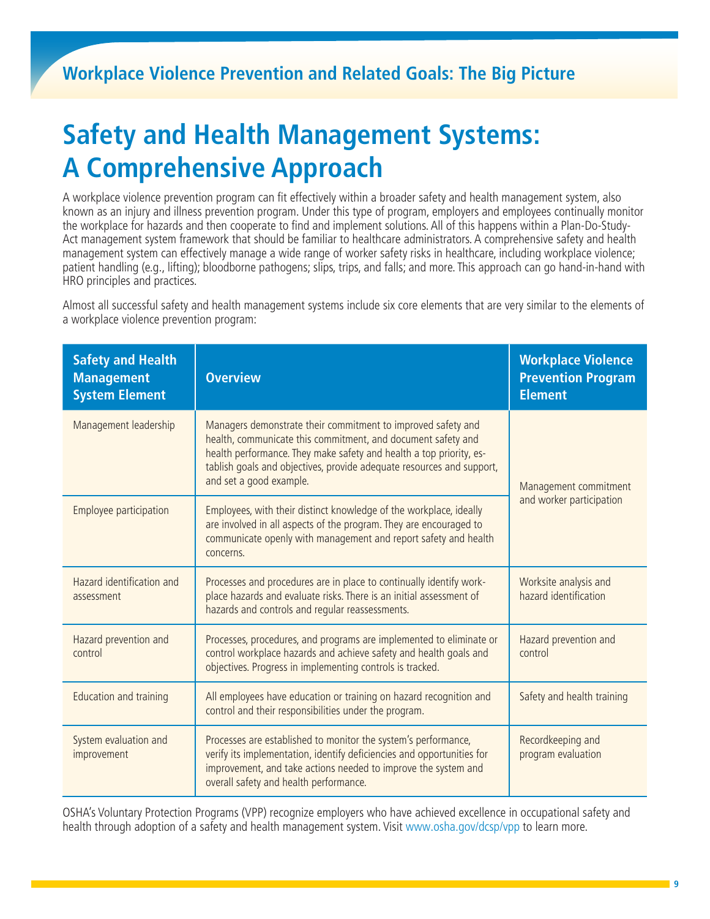## Workplace Violence Prevention and Related Goals: The Big Picture

# Safety and Health Management Systems: A Comprehensive Approach

A workplace violence prevention program can fit effectively within a broader safety and health management system, also known as an injury and illness prevention program. Under this type of program, employers and employees continually monitor the workplace for hazards and then cooperate to find and implement solutions. All of this happens within a Plan-Do-Study-Act management system framework that should be familiar to healthcare administrators. A comprehensive safety and health management system can effectively manage a wide range of worker safety risks in healthcare, including workplace violence; patient handling (e.g., lifting); bloodborne pathogens; slips, trips, and falls; and more. This approach can go hand-in-hand with HRO principles and practices.

Almost all successful safety and health management systems include six core elements that are very similar to the elements of a workplace violence prevention program:

| Safety and Health Management System Element | Overview | Workplace Violence Prevention Program Element |
|---|---|---|
| Management leadership | Managers demonstrate their commitment to improved safety and health, communicate this commitment, and document safety and health performance. They make safety and health a top priority, establish goals and objectives, provide adequate resources and support, and set a good example. | Management commitment and worker participation |
| Employee participation | Employees, with their distinct knowledge of the workplace, ideally are involved in all aspects of the program. They are encouraged to communicate openly with management and report safety and health concerns. | |
| Hazard identification and assessment | Processes and procedures are in place to continually identify workplace hazards and evaluate risks. There is an initial assessment of hazards and controls and regular reassessments. | Worksite analysis and hazard identification |
| Hazard prevention and control | Processes, procedures, and programs are implemented to eliminate or control workplace hazards and achieve safety and health goals and objectives. Progress in implementing controls is tracked. | Hazard prevention and control |
| Education and training | All employees have education or training on hazard recognition and control and their responsibilities under the program. | Safety and health training |
| System evaluation and improvement | Processes are established to monitor the system's performance, verify its implementation, identify deficiencies and opportunities for improvement, and take actions needed to improve the system and overall safety and health performance. | Recordkeeping and program evaluation |

OSHA's Voluntary Protection Programs (VPP) recognize employers who have achieved excellence in occupational safety and health through adoption of a safety and health management system. Visit www.osha.gov/dcsp/vpp to learn more.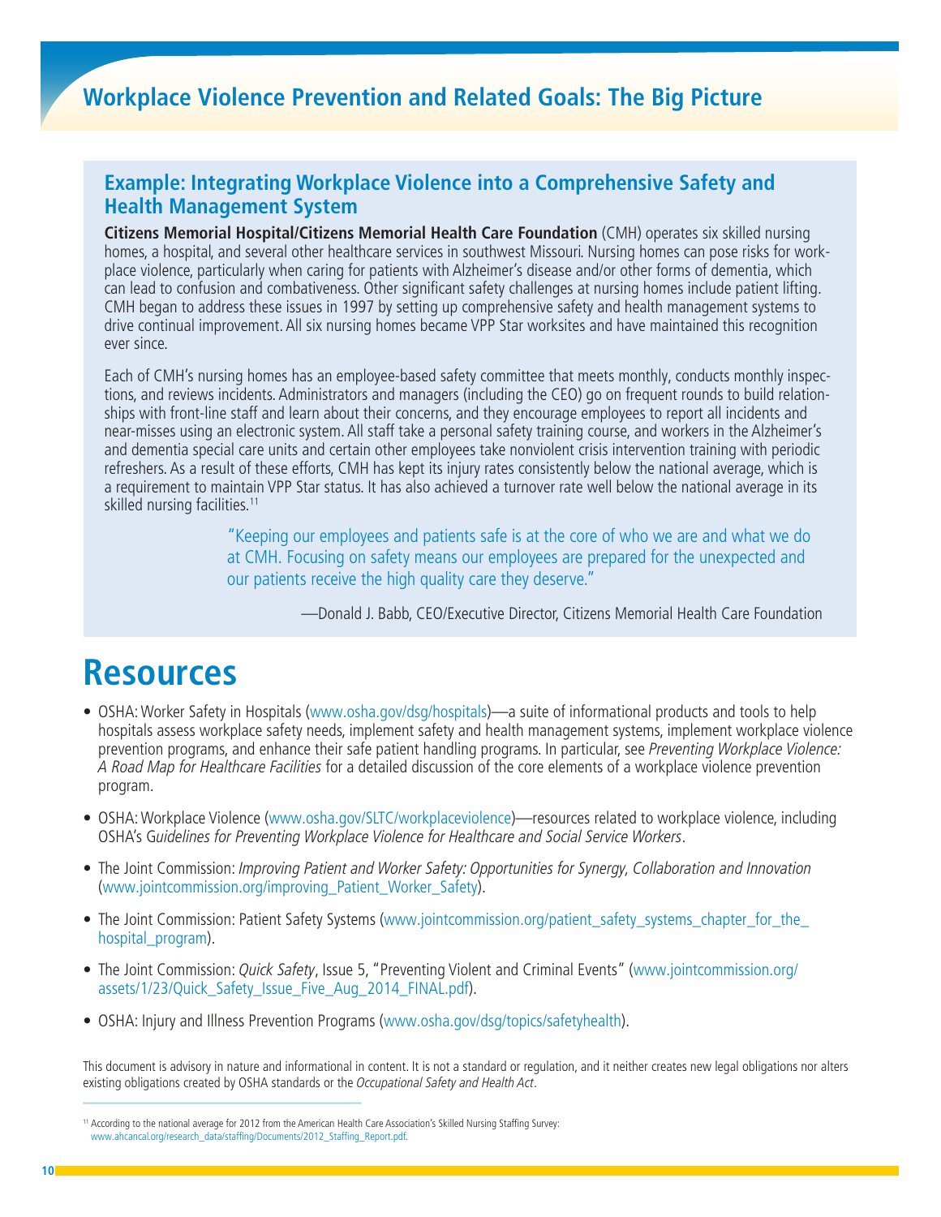## Workplace Violence Prevention and Related Goals: The Big Picture

### Example: Integrating Workplace Violence into a Comprehensive Safety and Health Management System

**Citizens Memorial Hospital/Citizens Memorial Health Care Foundation** (CMH) operates six skilled nursing homes, a hospital, and several other healthcare services in southwest Missouri. Nursing homes can pose risks for workplace violence, particularly when caring for patients with Alzheimer's disease and/or other forms of dementia, which can lead to confusion and combativeness. Other significant safety challenges at nursing homes include patient lifting. CMH began to address these issues in 1997 by setting up comprehensive safety and health management systems to drive continual improvement. All six nursing homes became VPP Star worksites and have maintained this recognition ever since.

Each of CMH's nursing homes has an employee-based safety committee that meets monthly, conducts monthly inspections, and reviews incidents. Administrators and managers (including the CEO) go on frequent rounds to build relationships with front-line staff and learn about their concerns, and they encourage employees to report all incidents and near-misses using an electronic system. All staff take a personal safety training course, and workers in the Alzheimer's and dementia special care units and certain other employees take nonviolent crisis intervention training with periodic refreshers. As a result of these efforts, CMH has kept its injury rates consistently below the national average, which is a requirement to maintain VPP Star status. It has also achieved a turnover rate well below the national average in its skilled nursing facilities.[11]

> "Keeping our employees and patients safe is at the core of who we are and what we do at CMH. Focusing on safety means our employees are prepared for the unexpected and our patients receive the high quality care they deserve."
>
> —Donald J. Babb, CEO/Executive Director, Citizens Memorial Health Care Foundation

# Resources

- OSHA: Worker Safety in Hospitals (www.osha.gov/dsg/hospitals)—a suite of informational products and tools to help hospitals assess workplace safety needs, implement safety and health management systems, implement workplace violence prevention programs, and enhance their safe patient handling programs. In particular, see *Preventing Workplace Violence: A Road Map for Healthcare Facilities* for a detailed discussion of the core elements of a workplace violence prevention program.
- OSHA: Workplace Violence (www.osha.gov/SLTC/workplaceviolence)—resources related to workplace violence, including OSHA's *Guidelines for Preventing Workplace Violence for Healthcare and Social Service Workers*.
- The Joint Commission: *Improving Patient and Worker Safety: Opportunities for Synergy, Collaboration and Innovation* (www.jointcommission.org/improving_Patient_Worker_Safety).
- The Joint Commission: Patient Safety Systems (www.jointcommission.org/patient_safety_systems_chapter_for_the_hospital_program).
- The Joint Commission: *Quick Safety*, Issue 5, "Preventing Violent and Criminal Events" (www.jointcommission.org/assets/1/23/Quick_Safety_Issue_Five_Aug_2014_FINAL.pdf).
- OSHA: Injury and Illness Prevention Programs (www.osha.gov/dsg/topics/safetyhealth).

This document is advisory in nature and informational in content. It is not a standard or regulation, and it neither creates new legal obligations nor alters existing obligations created by OSHA standards or the *Occupational Safety and Health Act*.

---

[11] According to the national average for 2012 from the American Health Care Association's Skilled Nursing Staffing Survey: www.ahcancal.org/research_data/staffing/Documents/2012_Staffing_Report.pdf.